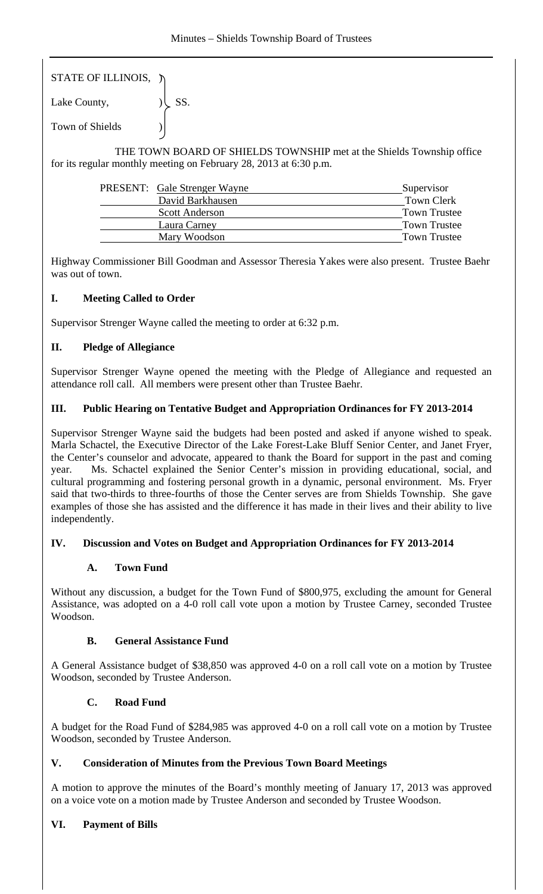STATE OF ILLINOIS, )
Lake County, ) SS.
Town of Shields )

THE TOWN BOARD OF SHIELDS TOWNSHIP met at the Shields Township office for its regular monthly meeting on February 28, 2013 at 6:30 p.m.

| PRESENT: | Gale Strenger Wayne | Supervisor |
|---|---|---|
| | David Barkhausen | Town Clerk |
| | Scott Anderson | Town Trustee |
| | Laura Carney | Town Trustee |
| | Mary Woodson | Town Trustee |

Highway Commissioner Bill Goodman and Assessor Theresia Yakes were also present. Trustee Baehr was out of town.

## I. Meeting Called to Order

Supervisor Strenger Wayne called the meeting to order at 6:32 p.m.

## II. Pledge of Allegiance

Supervisor Strenger Wayne opened the meeting with the Pledge of Allegiance and requested an attendance roll call. All members were present other than Trustee Baehr.

## III. Public Hearing on Tentative Budget and Appropriation Ordinances for FY 2013-2014

Supervisor Strenger Wayne said the budgets had been posted and asked if anyone wished to speak. Marla Schactel, the Executive Director of the Lake Forest-Lake Bluff Senior Center, and Janet Fryer, the Center's counselor and advocate, appeared to thank the Board for support in the past and coming year. Ms. Schactel explained the Senior Center's mission in providing educational, social, and cultural programming and fostering personal growth in a dynamic, personal environment. Ms. Fryer said that two-thirds to three-fourths of those the Center serves are from Shields Township. She gave examples of those she has assisted and the difference it has made in their lives and their ability to live independently.

## IV. Discussion and Votes on Budget and Appropriation Ordinances for FY 2013-2014

### A. Town Fund

Without any discussion, a budget for the Town Fund of $800,975, excluding the amount for General Assistance, was adopted on a 4-0 roll call vote upon a motion by Trustee Carney, seconded Trustee Woodson.

### B. General Assistance Fund

A General Assistance budget of $38,850 was approved 4-0 on a roll call vote on a motion by Trustee Woodson, seconded by Trustee Anderson.

### C. Road Fund

A budget for the Road Fund of $284,985 was approved 4-0 on a roll call vote on a motion by Trustee Woodson, seconded by Trustee Anderson.

## V. Consideration of Minutes from the Previous Town Board Meetings

A motion to approve the minutes of the Board's monthly meeting of January 17, 2013 was approved on a voice vote on a motion made by Trustee Anderson and seconded by Trustee Woodson.

## VI. Payment of Bills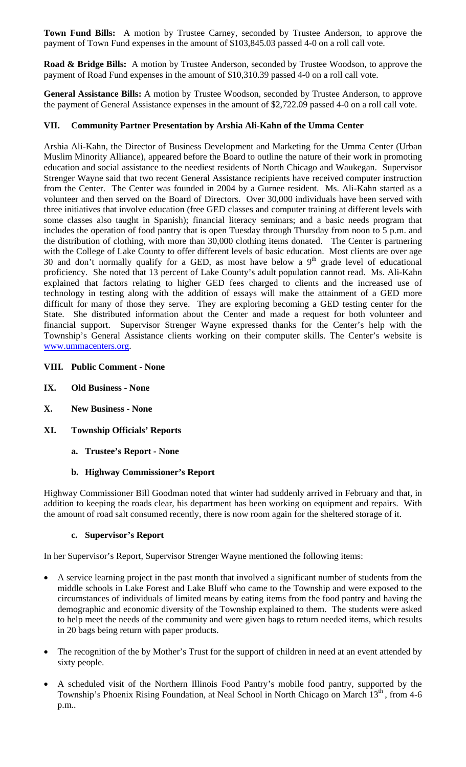**Town Fund Bills:** A motion by Trustee Carney, seconded by Trustee Anderson, to approve the payment of Town Fund expenses in the amount of $103,845.03 passed 4-0 on a roll call vote.

**Road & Bridge Bills:** A motion by Trustee Anderson, seconded by Trustee Woodson, to approve the payment of Road Fund expenses in the amount of $10,310.39 passed 4-0 on a roll call vote.

**General Assistance Bills:** A motion by Trustee Woodson, seconded by Trustee Anderson, to approve the payment of General Assistance expenses in the amount of $2,722.09 passed 4-0 on a roll call vote.

## VII. Community Partner Presentation by Arshia Ali-Kahn of the Umma Center

Arshia Ali-Kahn, the Director of Business Development and Marketing for the Umma Center (Urban Muslim Minority Alliance), appeared before the Board to outline the nature of their work in promoting education and social assistance to the neediest residents of North Chicago and Waukegan. Supervisor Strenger Wayne said that two recent General Assistance recipients have received computer instruction from the Center. The Center was founded in 2004 by a Gurnee resident. Ms. Ali-Kahn started as a volunteer and then served on the Board of Directors. Over 30,000 individuals have been served with three initiatives that involve education (free GED classes and computer training at different levels with some classes also taught in Spanish); financial literacy seminars; and a basic needs program that includes the operation of food pantry that is open Tuesday through Thursday from noon to 5 p.m. and the distribution of clothing, with more than 30,000 clothing items donated. The Center is partnering with the College of Lake County to offer different levels of basic education. Most clients are over age 30 and don't normally qualify for a GED, as most have below a 9th grade level of educational proficiency. She noted that 13 percent of Lake County's adult population cannot read. Ms. Ali-Kahn explained that factors relating to higher GED fees charged to clients and the increased use of technology in testing along with the addition of essays will make the attainment of a GED more difficult for many of those they serve. They are exploring becoming a GED testing center for the State. She distributed information about the Center and made a request for both volunteer and financial support. Supervisor Strenger Wayne expressed thanks for the Center's help with the Township's General Assistance clients working on their computer skills. The Center's website is www.ummacenters.org.

## VIII. Public Comment - None

## IX. Old Business - None

## X. New Business - None

## XI. Township Officials' Reports

### a. Trustee's Report - None

### b. Highway Commissioner's Report

Highway Commissioner Bill Goodman noted that winter had suddenly arrived in February and that, in addition to keeping the roads clear, his department has been working on equipment and repairs. With the amount of road salt consumed recently, there is now room again for the sheltered storage of it.

### c. Supervisor's Report

In her Supervisor's Report, Supervisor Strenger Wayne mentioned the following items:

- A service learning project in the past month that involved a significant number of students from the middle schools in Lake Forest and Lake Bluff who came to the Township and were exposed to the circumstances of individuals of limited means by eating items from the food pantry and having the demographic and economic diversity of the Township explained to them. The students were asked to help meet the needs of the community and were given bags to return needed items, which results in 20 bags being return with paper products.

- The recognition of the by Mother's Trust for the support of children in need at an event attended by sixty people.

- A scheduled visit of the Northern Illinois Food Pantry's mobile food pantry, supported by the Township's Phoenix Rising Foundation, at Neal School in North Chicago on March 13th , from 4-6 p.m..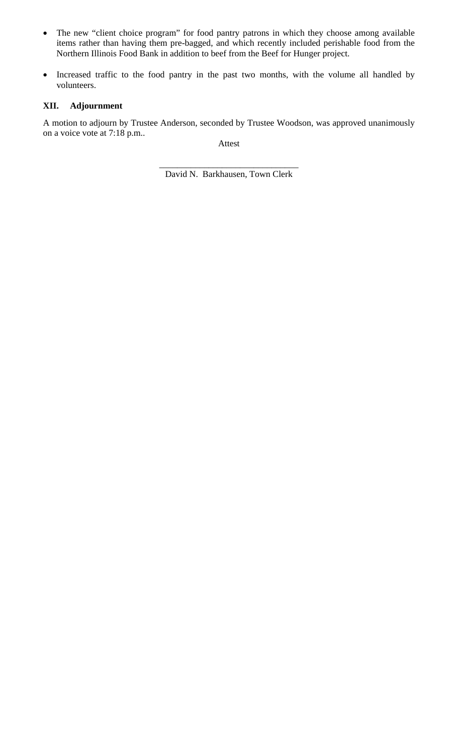- The new "client choice program" for food pantry patrons in which they choose among available items rather than having them pre-bagged, and which recently included perishable food from the Northern Illinois Food Bank in addition to beef from the Beef for Hunger project.

- Increased traffic to the food pantry in the past two months, with the volume all handled by volunteers.

## XII. Adjournment

A motion to adjourn by Trustee Anderson, seconded by Trustee Woodson, was approved unanimously on a voice vote at 7:18 p.m..

Attest

\_\_\_\_\_\_\_\_\_\_\_\_\_\_\_\_\_\_\_\_\_\_\_\_\_\_\_\_\_\_

David N. Barkhausen, Town Clerk